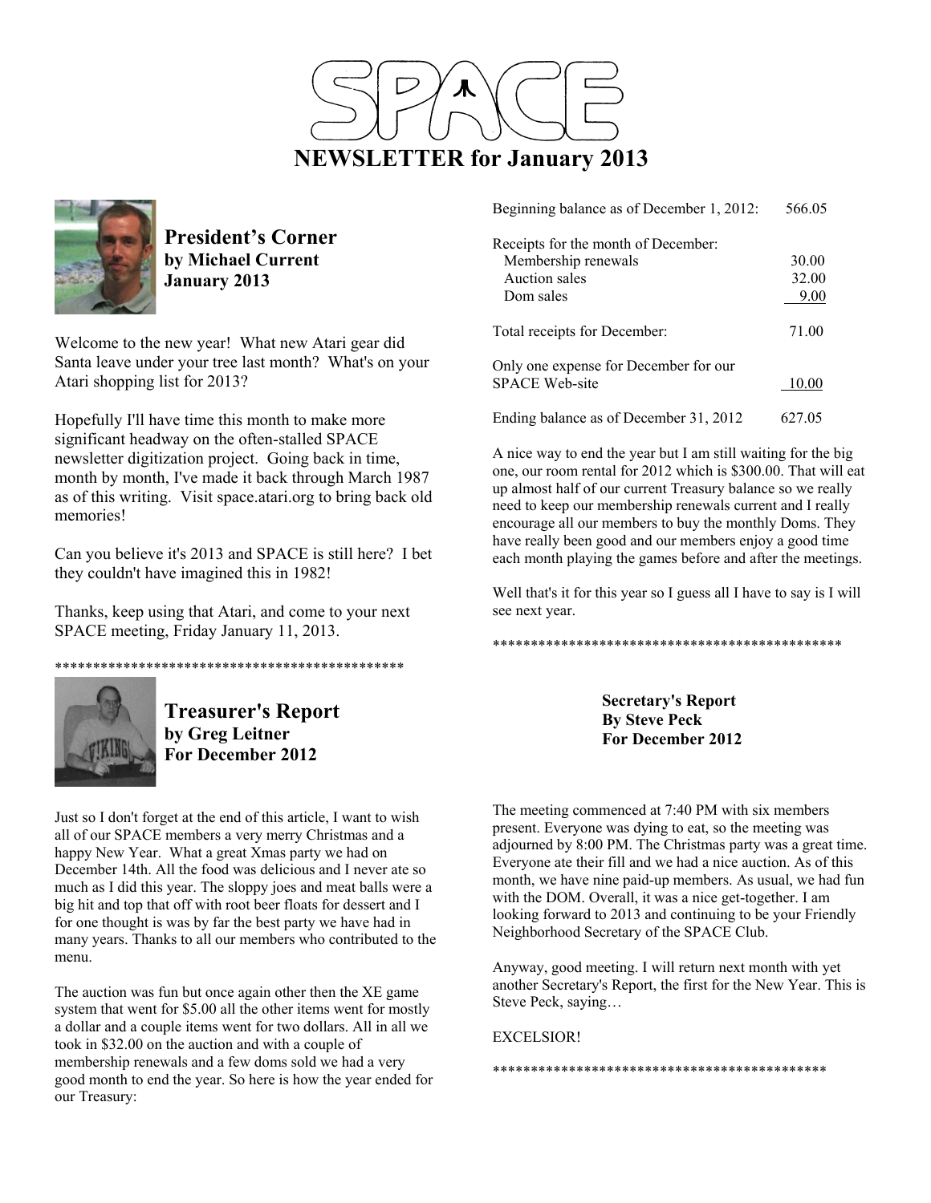# SPACE

# NEWSLETTER for January 2013

## President's Corner
**by Michael Current**
**January 2013**

Welcome to the new year! What new Atari gear did Santa leave under your tree last month? What's on your Atari shopping list for 2013?

Hopefully I'll have time this month to make more significant headway on the often-stalled SPACE newsletter digitization project. Going back in time, month by month, I've made it back through March 1987 as of this writing. Visit space.atari.org to bring back old memories!

Can you believe it's 2013 and SPACE is still here? I bet they couldn't have imagined this in 1982!

Thanks, keep using that Atari, and come to your next SPACE meeting, Friday January 11, 2013.

**********************************************

## Treasurer's Report
**by Greg Leitner**
**For December 2012**

Just so I don't forget at the end of this article, I want to wish all of our SPACE members a very merry Christmas and a happy New Year. What a great Xmas party we had on December 14th. All the food was delicious and I never ate so much as I did this year. The sloppy joes and meat balls were a big hit and top that off with root beer floats for dessert and I for one thought is was by far the best party we have had in many years. Thanks to all our members who contributed to the menu.

The auction was fun but once again other then the XE game system that went for $5.00 all the other items went for mostly a dollar and a couple items went for two dollars. All in all we took in $32.00 on the auction and with a couple of membership renewals and a few doms sold we had a very good month to end the year. So here is how the year ended for our Treasury:

| | |
|---|---|
| Beginning balance as of December 1, 2012: | 566.05 |
| Receipts for the month of December: | |
| Membership renewals | 30.00 |
| Auction sales | 32.00 |
| Dom sales | 9.00 |
| Total receipts for December: | 71.00 |
| Only one expense for December for our SPACE Web-site | 10.00 |
| Ending balance as of December 31, 2012 | 627.05 |

A nice way to end the year but I am still waiting for the big one, our room rental for 2012 which is $300.00. That will eat up almost half of our current Treasury balance so we really need to keep our membership renewals current and I really encourage all our members to buy the monthly Doms. They have really been good and our members enjoy a good time each month playing the games before and after the meetings.

Well that's it for this year so I guess all I have to say is I will see next year.

**********************************************

## Secretary's Report
**By Steve Peck**
**For December 2012**

The meeting commenced at 7:40 PM with six members present. Everyone was dying to eat, so the meeting was adjourned by 8:00 PM. The Christmas party was a great time. Everyone ate their fill and we had a nice auction. As of this month, we have nine paid-up members. As usual, we had fun with the DOM. Overall, it was a nice get-together. I am looking forward to 2013 and continuing to be your Friendly Neighborhood Secretary of the SPACE Club.

Anyway, good meeting. I will return next month with yet another Secretary's Report, the first for the New Year. This is Steve Peck, saying…

EXCELSIOR!

********************************************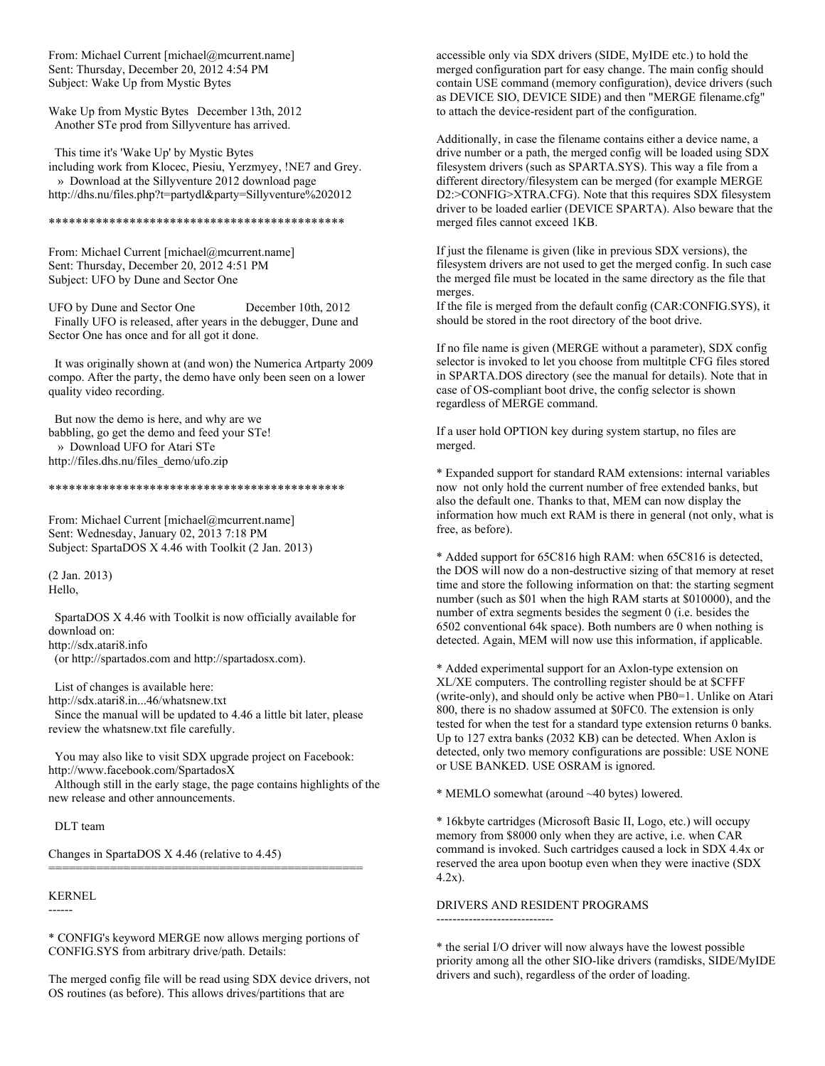From: Michael Current [michael@mcurrent.name]
Sent: Thursday, December 20, 2012 4:54 PM
Subject: Wake Up from Mystic Bytes

Wake Up from Mystic Bytes December 13th, 2012
Another STe prod from Sillyventure has arrived.

This time it's 'Wake Up' by Mystic Bytes
including work from Klocec, Piesiu, Yerzmyey, !NE7 and Grey.
» Download at the Sillyventure 2012 download page
http://dhs.nu/files.php?t=partydl&party=Sillyventure%202012

*********************************************

From: Michael Current [michael@mcurrent.name]
Sent: Thursday, December 20, 2012 4:51 PM
Subject: UFO by Dune and Sector One

UFO by Dune and Sector One December 10th, 2012
Finally UFO is released, after years in the debugger, Dune and Sector One has once and for all got it done.

It was originally shown at (and won) the Numerica Artparty 2009 compo. After the party, the demo have only been seen on a lower quality video recording.

But now the demo is here, and why are we babbling, go get the demo and feed your STe!
» Download UFO for Atari STe
http://files.dhs.nu/files_demo/ufo.zip

*********************************************

From: Michael Current [michael@mcurrent.name]
Sent: Wednesday, January 02, 2013 7:18 PM
Subject: SpartaDOS X 4.46 with Toolkit (2 Jan. 2013)

(2 Jan. 2013)
Hello,

SpartaDOS X 4.46 with Toolkit is now officially available for download on:
http://sdx.atari8.info
(or http://spartados.com and http://spartadosx.com).

List of changes is available here:
http://sdx.atari8.in...46/whatsnew.txt
Since the manual will be updated to 4.46 a little bit later, please review the whatsnew.txt file carefully.

You may also like to visit SDX upgrade project on Facebook:
http://www.facebook.com/SpartadosX
Although still in the early stage, the page contains highlights of the new release and other announcements.

DLT team

Changes in SpartaDOS X 4.46 (relative to 4.45)
=============================================

KERNEL
------

* CONFIG's keyword MERGE now allows merging portions of CONFIG.SYS from arbitrary drive/path. Details:

The merged config file will be read using SDX device drivers, not OS routines (as before). This allows drives/partitions that are accessible only via SDX drivers (SIDE, MyIDE etc.) to hold the merged configuration part for easy change. The main config should contain USE command (memory configuration), device drivers (such as DEVICE SIO, DEVICE SIDE) and then "MERGE filename.cfg" to attach the device-resident part of the configuration.

Additionally, in case the filename contains either a device name, a drive number or a path, the merged config will be loaded using SDX filesystem drivers (such as SPARTA.SYS). This way a file from a different directory/filesystem can be merged (for example MERGE D2:>CONFIG>XTRA.CFG). Note that this requires SDX filesystem driver to be loaded earlier (DEVICE SPARTA). Also beware that the merged files cannot exceed 1KB.

If just the filename is given (like in previous SDX versions), the filesystem drivers are not used to get the merged config. In such case the merged file must be located in the same directory as the file that merges.
If the file is merged from the default config (CAR:CONFIG.SYS), it should be stored in the root directory of the boot drive.

If no file name is given (MERGE without a parameter), SDX config selector is invoked to let you choose from multitple CFG files stored in SPARTA.DOS directory (see the manual for details). Note that in case of OS-compliant boot drive, the config selector is shown regardless of MERGE command.

If a user hold OPTION key during system startup, no files are merged.

* Expanded support for standard RAM extensions: internal variables now not only hold the current number of free extended banks, but also the default one. Thanks to that, MEM can now display the information how much ext RAM is there in general (not only, what is free, as before).

* Added support for 65C816 high RAM: when 65C816 is detected, the DOS will now do a non-destructive sizing of that memory at reset time and store the following information on that: the starting segment number (such as $01 when the high RAM starts at $010000), and the number of extra segments besides the segment 0 (i.e. besides the 6502 conventional 64k space). Both numbers are 0 when nothing is detected. Again, MEM will now use this information, if applicable.

* Added experimental support for an Axlon-type extension on XL/XE computers. The controlling register should be at $CFFF (write-only), and should only be active when PB0=1. Unlike on Atari 800, there is no shadow assumed at $0FC0. The extension is only tested for when the test for a standard type extension returns 0 banks. Up to 127 extra banks (2032 KB) can be detected. When Axlon is detected, only two memory configurations are possible: USE NONE or USE BANKED. USE OSRAM is ignored.

* MEMLO somewhat (around ~40 bytes) lowered.

* 16kbyte cartridges (Microsoft Basic II, Logo, etc.) will occupy memory from $8000 only when they are active, i.e. when CAR command is invoked. Such cartridges caused a lock in SDX 4.4x or reserved the area upon bootup even when they were inactive (SDX 4.2x).

DRIVERS AND RESIDENT PROGRAMS
-----------------------------

* the serial I/O driver will now always have the lowest possible priority among all the other SIO-like drivers (ramdisks, SIDE/MyIDE drivers and such), regardless of the order of loading.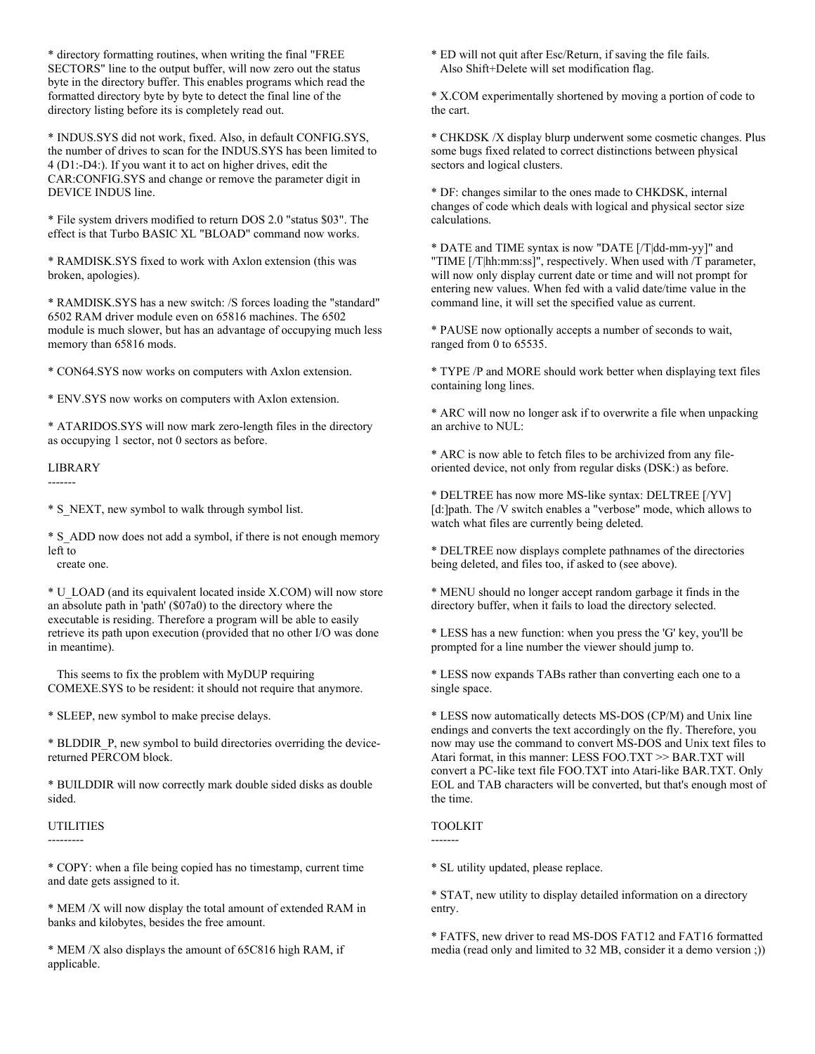* directory formatting routines, when writing the final "FREE SECTORS" line to the output buffer, will now zero out the status byte in the directory buffer. This enables programs which read the formatted directory byte by byte to detect the final line of the directory listing before its is completely read out.

* INDUS.SYS did not work, fixed. Also, in default CONFIG.SYS, the number of drives to scan for the INDUS.SYS has been limited to 4 (D1:-D4:). If you want it to act on higher drives, edit the CAR:CONFIG.SYS and change or remove the parameter digit in DEVICE INDUS line.

* File system drivers modified to return DOS 2.0 "status $03". The effect is that Turbo BASIC XL "BLOAD" command now works.

* RAMDISK.SYS fixed to work with Axlon extension (this was broken, apologies).

* RAMDISK.SYS has a new switch: /S forces loading the "standard" 6502 RAM driver module even on 65816 machines. The 6502 module is much slower, but has an advantage of occupying much less memory than 65816 mods.

* CON64.SYS now works on computers with Axlon extension.

* ENV.SYS now works on computers with Axlon extension.

* ATARIDOS.SYS will now mark zero-length files in the directory as occupying 1 sector, not 0 sectors as before.

LIBRARY
-------

* S_NEXT, new symbol to walk through symbol list.

* S_ADD now does not add a symbol, if there is not enough memory left to
  create one.

* U_LOAD (and its equivalent located inside X.COM) will now store an absolute path in 'path' ($07a0) to the directory where the executable is residing. Therefore a program will be able to easily retrieve its path upon execution (provided that no other I/O was done in meantime).

  This seems to fix the problem with MyDUP requiring COMEXE.SYS to be resident: it should not require that anymore.

* SLEEP, new symbol to make precise delays.

* BLDDIR_P, new symbol to build directories overriding the device-returned PERCOM block.

* BUILDDIR will now correctly mark double sided disks as double sided.

UTILITIES
---------

* COPY: when a file being copied has no timestamp, current time and date gets assigned to it.

* MEM /X will now display the total amount of extended RAM in banks and kilobytes, besides the free amount.

* MEM /X also displays the amount of 65C816 high RAM, if applicable.

* ED will not quit after Esc/Return, if saving the file fails.
  Also Shift+Delete will set modification flag.

* X.COM experimentally shortened by moving a portion of code to the cart.

* CHKDSK /X display blurp underwent some cosmetic changes. Plus some bugs fixed related to correct distinctions between physical sectors and logical clusters.

* DF: changes similar to the ones made to CHKDSK, internal changes of code which deals with logical and physical sector size calculations.

* DATE and TIME syntax is now "DATE [/T|dd-mm-yy]" and "TIME [/T|hh:mm:ss]", respectively. When used with /T parameter, will now only display current date or time and will not prompt for entering new values. When fed with a valid date/time value in the command line, it will set the specified value as current.

* PAUSE now optionally accepts a number of seconds to wait, ranged from 0 to 65535.

* TYPE /P and MORE should work better when displaying text files containing long lines.

* ARC will now no longer ask if to overwrite a file when unpacking an archive to NUL:

* ARC is now able to fetch files to be archivized from any file-oriented device, not only from regular disks (DSK:) as before.

* DELTREE has now more MS-like syntax: DELTREE [/YV] [d:]path. The /V switch enables a "verbose" mode, which allows to watch what files are currently being deleted.

* DELTREE now displays complete pathnames of the directories being deleted, and files too, if asked to (see above).

* MENU should no longer accept random garbage it finds in the directory buffer, when it fails to load the directory selected.

* LESS has a new function: when you press the 'G' key, you'll be prompted for a line number the viewer should jump to.

* LESS now expands TABs rather than converting each one to a single space.

* LESS now automatically detects MS-DOS (CP/M) and Unix line endings and converts the text accordingly on the fly. Therefore, you now may use the command to convert MS-DOS and Unix text files to Atari format, in this manner: LESS FOO.TXT >> BAR.TXT will convert a PC-like text file FOO.TXT into Atari-like BAR.TXT. Only EOL and TAB characters will be converted, but that's enough most of the time.

TOOLKIT
-------

* SL utility updated, please replace.

* STAT, new utility to display detailed information on a directory entry.

* FATFS, new driver to read MS-DOS FAT12 and FAT16 formatted media (read only and limited to 32 MB, consider it a demo version ;))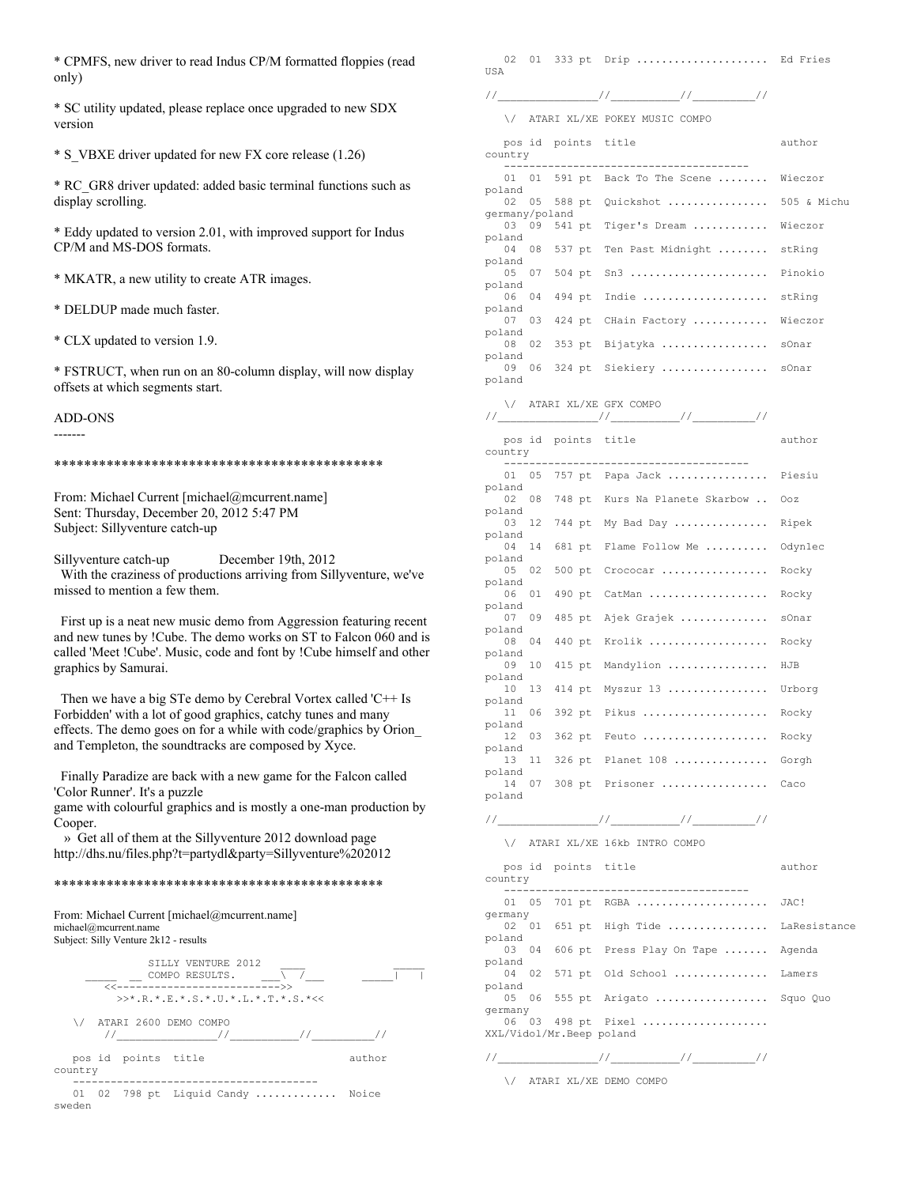* CPMFS, new driver to read Indus CP/M formatted floppies (read only)

* SC utility updated, please replace once upgraded to new SDX version

* S_VBXE driver updated for new FX core release (1.26)

* RC_GR8 driver updated: added basic terminal functions such as display scrolling.

* Eddy updated to version 2.01, with improved support for Indus CP/M and MS-DOS formats.

* MKATR, a new utility to create ATR images.

* DELDUP made much faster.

* CLX updated to version 1.9.

* FSTRUCT, when run on an 80-column display, will now display offsets at which segments start.

ADD-ONS
-------

*********************************************

From: Michael Current [michael@mcurrent.name]
Sent: Thursday, December 20, 2012 5:47 PM
Subject: Sillyventure catch-up

Sillyventure catch-up December 19th, 2012
With the craziness of productions arriving from Sillyventure, we've missed to mention a few them.

First up is a neat new music demo from Aggression featuring recent and new tunes by !Cube. The demo works on ST to Falcon 060 and is called 'Meet !Cube'. Music, code and font by !Cube himself and other graphics by Samurai.

Then we have a big STe demo by Cerebral Vortex called 'C++ Is Forbidden' with a lot of good graphics, catchy tunes and many effects. The demo goes on for a while with code/graphics by Orion_ and Templeton, the soundtracks are composed by Xyce.

Finally Paradize are back with a new game for the Falcon called 'Color Runner'. It's a puzzle
game with colourful graphics and is mostly a one-man production by Cooper.
» Get all of them at the Sillyventure 2012 download page http://dhs.nu/files.php?t=partydl&party=Sillyventure%202012

*********************************************

From: Michael Current [michael@mcurrent.name]
michael@mcurrent.name
Subject: Silly Venture 2k12 - results

```
             SILLY VENTURE 2012    ____              _____
     _____ __ COMPO RESULTS.   ___\  /___      _____|   |
        <<-------------------------->>
          >>*.R.*.E.*.S.*.U.*.L.*.T.*.S.*<<

   \/  ATARI 2600 DEMO COMPO
      //_______________//__________//_________//

   pos id  points  title                       author
country
   --------------------------------------
   01  02  798 pt  Liquid Candy .............  Noice
sweden
   02  01  333 pt  Drip .....................  Ed Fries
USA

//_______________//__________//_________//

   \/  ATARI XL/XE POKEY MUSIC COMPO

   pos id  points  title                       author
country
   --------------------------------------
   01  01  591 pt  Back To The Scene ........  Wieczor
poland
   02  05  588 pt  Quickshot ................  505 & Michu
germany/poland
   03  09  541 pt  Tiger's Dream ............  Wieczor
poland
   04  08  537 pt  Ten Past Midnight ........  stRing
poland
   05  07  504 pt  Sn3 ......................  Pinokio
poland
   06  04  494 pt  Indie ....................  stRing
poland
   07  03  424 pt  CHain Factory ............  Wieczor
poland
   08  02  353 pt  Bijatyka .................  sOnar
poland
   09  06  324 pt  Siekiery .................  sOnar
poland

   \/  ATARI XL/XE GFX COMPO
//_______________//__________//_________//

   pos id  points  title                       author
country
   --------------------------------------
   01  05  757 pt  Papa Jack ................  Piesiu
poland
   02  08  748 pt  Kurs Na Planete Skarbow ..  Ooz
poland
   03  12  744 pt  My Bad Day ...............  Ripek
poland
   04  14  681 pt  Flame Follow Me ..........  Odyn1ec
poland
   05  02  500 pt  Crococar .................  Rocky
poland
   06  01  490 pt  CatMan ...................  Rocky
poland
   07  09  485 pt  Ajek Grajek ..............  sOnar
poland
   08  04  440 pt  Krolik ...................  Rocky
poland
   09  10  415 pt  Mandylion ................  HJB
poland
   10  13  414 pt  Myszur 13 ................  Urborg
poland
   11  06  392 pt  Pikus ....................  Rocky
poland
   12  03  362 pt  Feuto ....................  Rocky
poland
   13  11  326 pt  Planet 108 ...............  Gorgh
poland
   14  07  308 pt  Prisoner .................  Caco
poland

//_______________//__________//_________//

   \/  ATARI XL/XE 16kb INTRO COMPO

   pos id  points  title                       author
country
   --------------------------------------
   01  05  701 pt  RGBA .....................  JAC!
germany
   02  01  651 pt  High Tide ................  LaResistance
poland
   03  04  606 pt  Press Play On Tape .......  Agenda
poland
   04  02  571 pt  Old School ...............  Lamers
poland
   05  06  555 pt  Arigato ..................  Squo Quo
germany
   06  03  498 pt  Pixel ....................
XXL/Vidol/Mr.Beep poland

//_______________//__________//_________//

   \/  ATARI XL/XE DEMO COMPO
```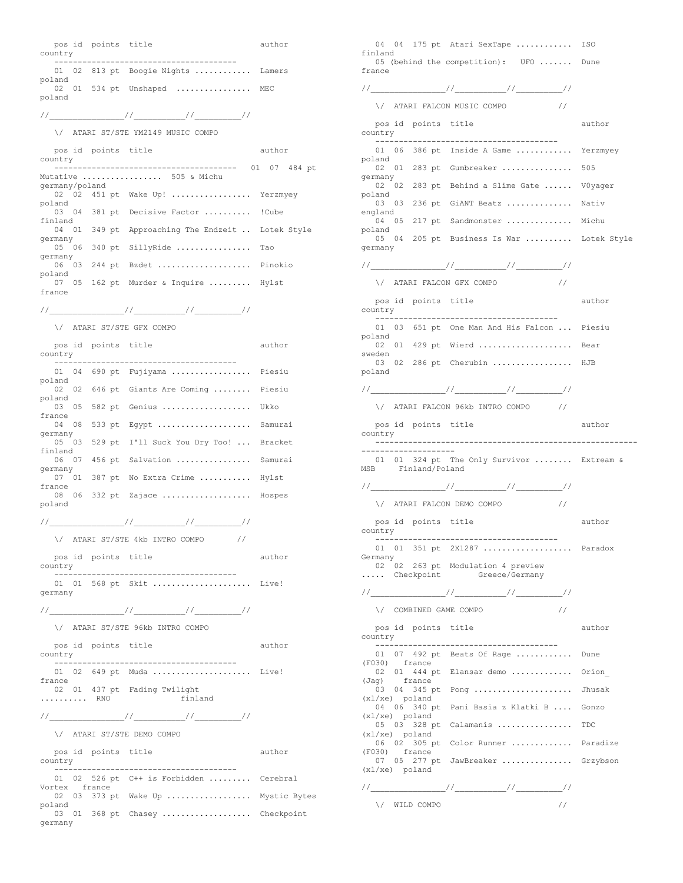| pos | id | points | title | author | country |
|---|---|---|---|---|---|
| 01 | 02 | 813 pt | Boogie Nights ............ | Lamers | poland |
| 02 | 01 | 534 pt | Unshaped ................ | MEC | poland |

//_______________//__________//_________//

## \/ ATARI ST/STE YM2149 MUSIC COMPO

| pos | id | points | title | author | country |
|---|---|---|---|---|---|
| 01 | 07 | 484 pt | Mutative ................. | 505 & Michu | germany/poland |
| 02 | 02 | 451 pt | Wake Up! ................. | Yerzmyey | poland |
| 03 | 04 | 381 pt | Decisive Factor .......... | !Cube | finland |
| 04 | 01 | 349 pt | Approaching The Endzeit .. | Lotek Style | germany |
| 05 | 06 | 340 pt | SillyRide ................ | Tao | germany |
| 06 | 03 | 244 pt | Bzdet .................... | Pinokio | poland |
| 07 | 05 | 162 pt | Murder & Inquire ......... | Hylst | france |

//_______________//__________//_________//

## \/ ATARI ST/STE GFX COMPO

| pos | id | points | title | author | country |
|---|---|---|---|---|---|
| 01 | 04 | 690 pt | Fujiyama ................. | Piesiu | poland |
| 02 | 02 | 646 pt | Giants Are Coming ........ | Piesiu | poland |
| 03 | 05 | 582 pt | Genius ................... | Ukko | france |
| 04 | 08 | 533 pt | Egypt .................... | Samurai | germany |
| 05 | 03 | 529 pt | I'll Suck You Dry Too! ... | Bracket | finland |
| 06 | 07 | 456 pt | Salvation ................ | Samurai | germany |
| 07 | 01 | 387 pt | No Extra Crime ........... | Hylst | france |
| 08 | 06 | 332 pt | Zajace ................... | Hospes | poland |

//_______________//__________//_________//

## \/ ATARI ST/STE 4kb INTRO COMPO //

| pos | id | points | title | author | country |
|---|---|---|---|---|---|
| 01 | 01 | 568 pt | Skit ..................... | Live! | germany |

//_______________//__________//_________//

## \/ ATARI ST/STE 96kb INTRO COMPO

| pos | id | points | title | author | country |
|---|---|---|---|---|---|
| 01 | 02 | 649 pt | Muda ..................... | Live! | france |
| 02 | 01 | 437 pt | Fading Twilight .......... | RNO | finland |

//_______________//__________//_________//

## \/ ATARI ST/STE DEMO COMPO

| pos | id | points | title | author | country |
|---|---|---|---|---|---|
| 01 | 02 | 526 pt | C++ is Forbidden ......... | Cerebral Vortex | france |
| 02 | 03 | 373 pt | Wake Up .................. | Mystic Bytes | poland |
| 03 | 01 | 368 pt | Chasey ................... | Checkpoint | germany |
| 04 | 04 | 175 pt | Atari SexTape ............ | ISO | finland |
| 05 (behind the competition): | | | UFO ....... | Dune | france |

//_______________//__________//_________//

## \/ ATARI FALCON MUSIC COMPO //

| pos | id | points | title | author | country |
|---|---|---|---|---|---|
| 01 | 06 | 386 pt | Inside A Game ............ | Yerzmyey | poland |
| 02 | 01 | 283 pt | Gumbreaker ............... | 505 | germany |
| 02 | 02 | 283 pt | Behind a Slime Gate ...... | V0yager | poland |
| 03 | 03 | 236 pt | GiANT Beatz .............. | Nativ | england |
| 04 | 05 | 217 pt | Sandmonster .............. | Michu | poland |
| 05 | 04 | 205 pt | Business Is War .......... | Lotek Style | germany |

//_______________//__________//_________//

## \/ ATARI FALCON GFX COMPO //

| pos | id | points | title | author | country |
|---|---|---|---|---|---|
| 01 | 03 | 651 pt | One Man And His Falcon ... | Piesiu | poland |
| 02 | 01 | 429 pt | Wierd .................... | Bear | sweden |
| 03 | 02 | 286 pt | Cherubin ................. | HJB | poland |

//_______________//__________//_________//

## \/ ATARI FALCON 96kb INTRO COMPO //

| pos | id | points | title | author | country |
|---|---|---|---|---|---|
| 01 | 01 | 324 pt | The Only Survivor ........ | Extream & MSB | Finland/Poland |

//_______________//__________//_________//

## \/ ATARI FALCON DEMO COMPO //

| pos | id | points | title | author | country |
|---|---|---|---|---|---|
| 01 | 01 | 351 pt | 2X1287 ................... | Paradox | Germany |
| 02 | 02 | 263 pt | Modulation 4 preview ..... | Checkpoint | Greece/Germany |

//_______________//__________//_________//

## \/ COMBINED GAME COMPO //

| pos | id | points | title | author | country |
|---|---|---|---|---|---|
| 01 | 07 | 492 pt | Beats Of Rage ............ | Dune (F030) | france |
| 02 | 01 | 444 pt | Elansar demo ............. | Orion_ (Jag) | france |
| 03 | 04 | 345 pt | Pong ..................... | Jhusak (xl/xe) | poland |
| 04 | 06 | 340 pt | Pani Basia z Klatki B .... | Gonzo (xl/xe) | poland |
| 05 | 03 | 328 pt | Calamanis ................ | TDC (xl/xe) | poland |
| 06 | 02 | 305 pt | Color Runner ............. | Paradize (F030) | france |
| 07 | 05 | 277 pt | JawBreaker ............... | Grzybson (xl/xe) | poland |

//_______________//__________//_________//

## \/ WILD COMPO //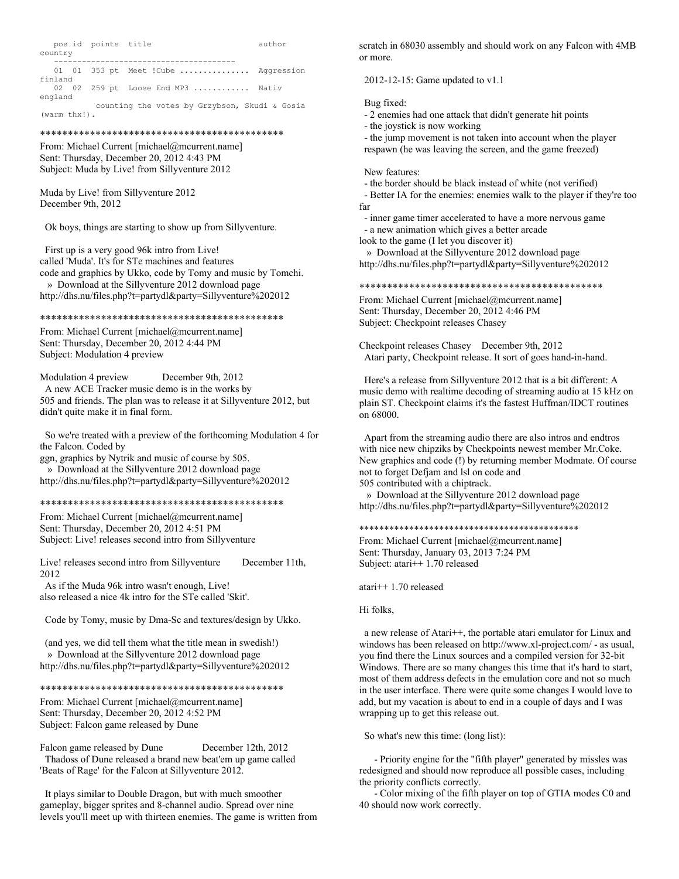```
   pos id  points  title                        author      country
   --------------------------------------
   01  01  353 pt  Meet !Cube ..............  Aggression  finland
   02  02  259 pt  Loose End MP3 ...........  Nativ       england
           counting the votes by Grzybson, Skudi & Gosia (warm thx!).
```

*********************************************

From: Michael Current [michael@mcurrent.name]
Sent: Thursday, December 20, 2012 4:43 PM
Subject: Muda by Live! from Sillyventure 2012

Muda by Live! from Sillyventure 2012
December 9th, 2012

Ok boys, things are starting to show up from Sillyventure.

First up is a very good 96k intro from Live! called 'Muda'. It's for STe machines and features code and graphics by Ukko, code by Tomy and music by Tomchi.
» Download at the Sillyventure 2012 download page
http://dhs.nu/files.php?t=partydl&party=Sillyventure%202012

*********************************************

From: Michael Current [michael@mcurrent.name]
Sent: Thursday, December 20, 2012 4:44 PM
Subject: Modulation 4 preview

Modulation 4 preview December 9th, 2012
A new ACE Tracker music demo is in the works by 505 and friends. The plan was to release it at Sillyventure 2012, but didn't quite make it in final form.

So we're treated with a preview of the forthcoming Modulation 4 for the Falcon. Coded by ggn, graphics by Nytrik and music of course by 505.
» Download at the Sillyventure 2012 download page
http://dhs.nu/files.php?t=partydl&party=Sillyventure%202012

*********************************************

From: Michael Current [michael@mcurrent.name]
Sent: Thursday, December 20, 2012 4:51 PM
Subject: Live! releases second intro from Sillyventure

Live! releases second intro from Sillyventure December 11th, 2012
As if the Muda 96k intro wasn't enough, Live! also released a nice 4k intro for the STe called 'Skit'.

Code by Tomy, music by Dma-Sc and textures/design by Ukko.

(and yes, we did tell them what the title mean in swedish!)
» Download at the Sillyventure 2012 download page
http://dhs.nu/files.php?t=partydl&party=Sillyventure%202012

*********************************************

From: Michael Current [michael@mcurrent.name]
Sent: Thursday, December 20, 2012 4:52 PM
Subject: Falcon game released by Dune

Falcon game released by Dune December 12th, 2012
Thadoss of Dune released a brand new beat'em up game called 'Beats of Rage' for the Falcon at Sillyventure 2012.

It plays similar to Double Dragon, but with much smoother gameplay, bigger sprites and 8-channel audio. Spread over nine levels you'll meet up with thirteen enemies. The game is written from scratch in 68030 assembly and should work on any Falcon with 4MB or more.

2012-12-15: Game updated to v1.1

Bug fixed:
- 2 enemies had one attack that didn't generate hit points
- the joystick is now working
- the jump movement is not taken into account when the player respawn (he was leaving the screen, and the game freezed)

New features:
- the border should be black instead of white (not verified)
- Better IA for the enemies: enemies walk to the player if they're too far
- inner game timer accelerated to have a more nervous game
- a new animation which gives a better arcade look to the game (I let you discover it)

» Download at the Sillyventure 2012 download page
http://dhs.nu/files.php?t=partydl&party=Sillyventure%202012

*********************************************

From: Michael Current [michael@mcurrent.name]
Sent: Thursday, December 20, 2012 4:46 PM
Subject: Checkpoint releases Chasey

Checkpoint releases Chasey December 9th, 2012
Atari party, Checkpoint release. It sort of goes hand-in-hand.

Here's a release from Sillyventure 2012 that is a bit different: A music demo with realtime decoding of streaming audio at 15 kHz on plain ST. Checkpoint claims it's the fastest Huffman/IDCT routines on 68000.

Apart from the streaming audio there are also intros and endtros with nice new chipziks by Checkpoints newest member Mr.Coke. New graphics and code (!) by returning member Modmate. Of course not to forget Defjam and lsl on code and 505 contributed with a chiptrack.
» Download at the Sillyventure 2012 download page
http://dhs.nu/files.php?t=partydl&party=Sillyventure%202012

*********************************************

From: Michael Current [michael@mcurrent.name]
Sent: Thursday, January 03, 2013 7:24 PM
Subject: atari++ 1.70 released

atari++ 1.70 released

Hi folks,

a new release of Atari++, the portable atari emulator for Linux and windows has been released on http://www.xl-project.com/ - as usual, you find there the Linux sources and a compiled version for 32-bit Windows. There are so many changes this time that it's hard to start, most of them address defects in the emulation core and not so much in the user interface. There were quite some changes I would love to add, but my vacation is about to end in a couple of days and I was wrapping up to get this release out.

So what's new this time: (long list):

- Priority engine for the "fifth player" generated by missles was redesigned and should now reproduce all possible cases, including the priority conflicts correctly.
- Color mixing of the fifth player on top of GTIA modes C0 and 40 should now work correctly.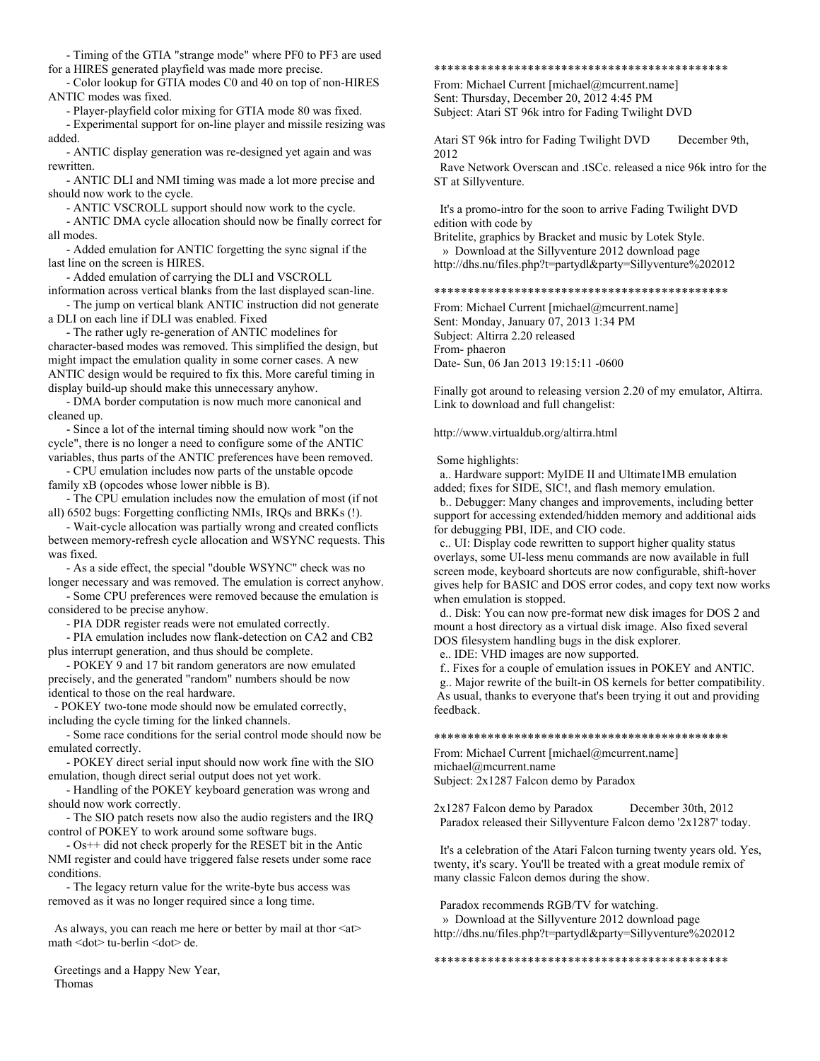- Timing of the GTIA "strange mode" where PF0 to PF3 are used for a HIRES generated playfield was made more precise.

- Color lookup for GTIA modes C0 and 40 on top of non-HIRES ANTIC modes was fixed.

- Player-playfield color mixing for GTIA mode 80 was fixed.

- Experimental support for on-line player and missile resizing was added.

- ANTIC display generation was re-designed yet again and was rewritten.

- ANTIC DLI and NMI timing was made a lot more precise and should now work to the cycle.

- ANTIC VSCROLL support should now work to the cycle.

- ANTIC DMA cycle allocation should now be finally correct for all modes.

- Added emulation for ANTIC forgetting the sync signal if the last line on the screen is HIRES.

- Added emulation of carrying the DLI and VSCROLL information across vertical blanks from the last displayed scan-line.

- The jump on vertical blank ANTIC instruction did not generate a DLI on each line if DLI was enabled. Fixed

- The rather ugly re-generation of ANTIC modelines for character-based modes was removed. This simplified the design, but might impact the emulation quality in some corner cases. A new ANTIC design would be required to fix this. More careful timing in display build-up should make this unnecessary anyhow.

- DMA border computation is now much more canonical and cleaned up.

- Since a lot of the internal timing should now work "on the cycle", there is no longer a need to configure some of the ANTIC variables, thus parts of the ANTIC preferences have been removed.

- CPU emulation includes now parts of the unstable opcode family xB (opcodes whose lower nibble is B).

- The CPU emulation includes now the emulation of most (if not all) 6502 bugs: Forgetting conflicting NMIs, IRQs and BRKs (!).

- Wait-cycle allocation was partially wrong and created conflicts between memory-refresh cycle allocation and WSYNC requests. This was fixed.

- As a side effect, the special "double WSYNC" check was no longer necessary and was removed. The emulation is correct anyhow.

- Some CPU preferences were removed because the emulation is considered to be precise anyhow.

- PIA DDR register reads were not emulated correctly.

- PIA emulation includes now flank-detection on CA2 and CB2 plus interrupt generation, and thus should be complete.

- POKEY 9 and 17 bit random generators are now emulated precisely, and the generated "random" numbers should be now identical to those on the real hardware.

- POKEY two-tone mode should now be emulated correctly, including the cycle timing for the linked channels.

- Some race conditions for the serial control mode should now be emulated correctly.

- POKEY direct serial input should now work fine with the SIO emulation, though direct serial output does not yet work.

- Handling of the POKEY keyboard generation was wrong and should now work correctly.

- The SIO patch resets now also the audio registers and the IRQ control of POKEY to work around some software bugs.

- Os++ did not check properly for the RESET bit in the Antic NMI register and could have triggered false resets under some race conditions.

- The legacy return value for the write-byte bus access was removed as it was no longer required since a long time.

As always, you can reach me here or better by mail at thor <at> math <dot> tu-berlin <dot> de.

Greetings and a Happy New Year,
Thomas

*********************************************

From: Michael Current [michael@mcurrent.name]
Sent: Thursday, December 20, 2012 4:45 PM
Subject: Atari ST 96k intro for Fading Twilight DVD

Atari ST 96k intro for Fading Twilight DVD        December 9th, 2012

Rave Network Overscan and .tSCc. released a nice 96k intro for the ST at Sillyventure.

It's a promo-intro for the soon to arrive Fading Twilight DVD edition with code by
Britelite, graphics by Bracket and music by Lotek Style.
» Download at the Sillyventure 2012 download page
http://dhs.nu/files.php?t=partydl&party=Sillyventure%202012

*********************************************

From: Michael Current [michael@mcurrent.name]
Sent: Monday, January 07, 2013 1:34 PM
Subject: Altirra 2.20 released
From- phaeron
Date- Sun, 06 Jan 2013 19:15:11 -0600

Finally got around to releasing version 2.20 of my emulator, Altirra. Link to download and full changelist:

http://www.virtualdub.org/altirra.html

Some highlights:

a.. Hardware support: MyIDE II and Ultimate1MB emulation added; fixes for SIDE, SIC!, and flash memory emulation.
b.. Debugger: Many changes and improvements, including better support for accessing extended/hidden memory and additional aids for debugging PBI, IDE, and CIO code.
c.. UI: Display code rewritten to support higher quality status overlays, some UI-less menu commands are now available in full screen mode, keyboard shortcuts are now configurable, shift-hover gives help for BASIC and DOS error codes, and copy text now works when emulation is stopped.
d.. Disk: You can now pre-format new disk images for DOS 2 and mount a host directory as a virtual disk image. Also fixed several DOS filesystem handling bugs in the disk explorer.
e.. IDE: VHD images are now supported.
f.. Fixes for a couple of emulation issues in POKEY and ANTIC.
g.. Major rewrite of the built-in OS kernels for better compatibility.

As usual, thanks to everyone that's been trying it out and providing feedback.

*********************************************

From: Michael Current [michael@mcurrent.name]
michael@mcurrent.name
Subject: 2x1287 Falcon demo by Paradox

2x1287 Falcon demo by Paradox        December 30th, 2012

Paradox released their Sillyventure Falcon demo '2x1287' today.

It's a celebration of the Atari Falcon turning twenty years old. Yes, twenty, it's scary. You'll be treated with a great module remix of many classic Falcon demos during the show.

Paradox recommends RGB/TV for watching.
» Download at the Sillyventure 2012 download page
http://dhs.nu/files.php?t=partydl&party=Sillyventure%202012

*********************************************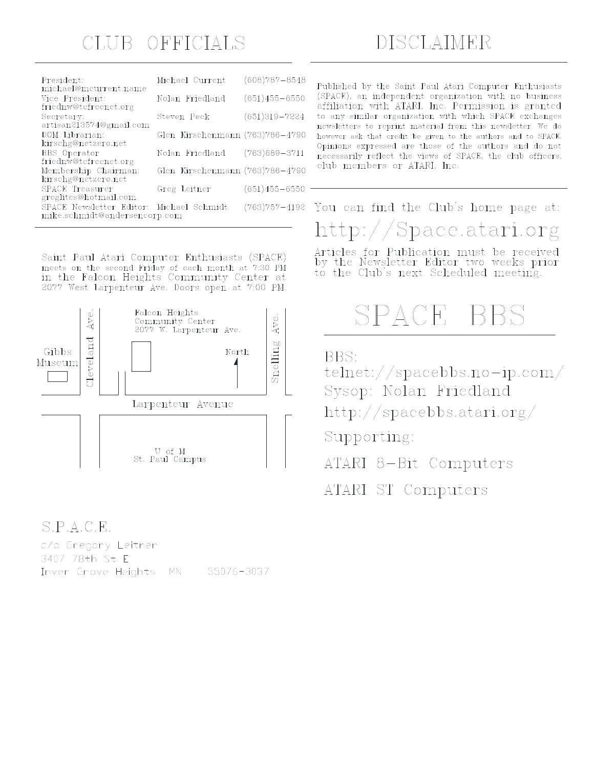# CLUB OFFICIALS

| | | |
|---|---|---|
| President: michael@mcurrent.name | Michael Current | (608)787-8548 |
| Vice President: friednw@tcfreenet.org | Nolan Friedland | (651)455-6550 |
| Secretary: artisan213574@gmail.com | Steven Peck | (651)319-7224 |
| DOM Librarian: kirschg@netzero.net | Glen Kirschenmann | (763)786-4790 |
| BBS Operator friednw@tcfreenet.org | Nolan Friedland | (763)689-3711 |
| Membership Chairman: kirschg@netzero.net | Glen Kirschenmann | (763)786-4790 |
| SPACE Treasurer greglites@hotmail.com | Greg Leitner | (651)455-6550 |
| SPACE Newsletter Editor: mike.schmidt@andersencorp.com | Michael Schmidt | (763)757-4192 |

Saint Paul Atari Computer Enthusiasts (SPACE) meets on the second Friday of each month at 7:30 PM in the Falcon Heights Community Center at 2077 West Larpenteur Ave. Doors open at 7:00 PM.

Falcon Heights Community Center 2077 W. Larpenteur Ave.

Gibbs Museum

Cleveland Ave.

North

Snelling Ave.

Larpenteur Avenue

U of M St. Paul Campus

S.P.A.C.E.

c/o Gregory Leitner
3407 78th St E
Inver Grove Heights MN 55076-3037

# DISCLAIMER

Published by the Saint Paul Atari Computer Enthusiasts (SPACE), an independent organization with no business affiliation with ATARI, Inc. Permission is granted to any similar organization with which SPACE exchanges newsletters to reprint material from this newsletter. We do however ask that credit be given to the authors and to SPACE. Opinions expressed are those of the authors and do not necessarily reflect the views of SPACE, the club officers, club members or ATARI, Inc.

You can find the Club's home page at:

http://Space.atari.org

Articles for Publication must be received by the Newsletter Editor two weeks prior to the Club's next Scheduled meeting.

# SPACE BBS

BBS:
telnet://spacebbs.no-ip.com/
Sysop: Nolan Friedland
http://spacebbs.atari.org/

Supporting:

ATARI 8-Bit Computers

ATARI ST Computers